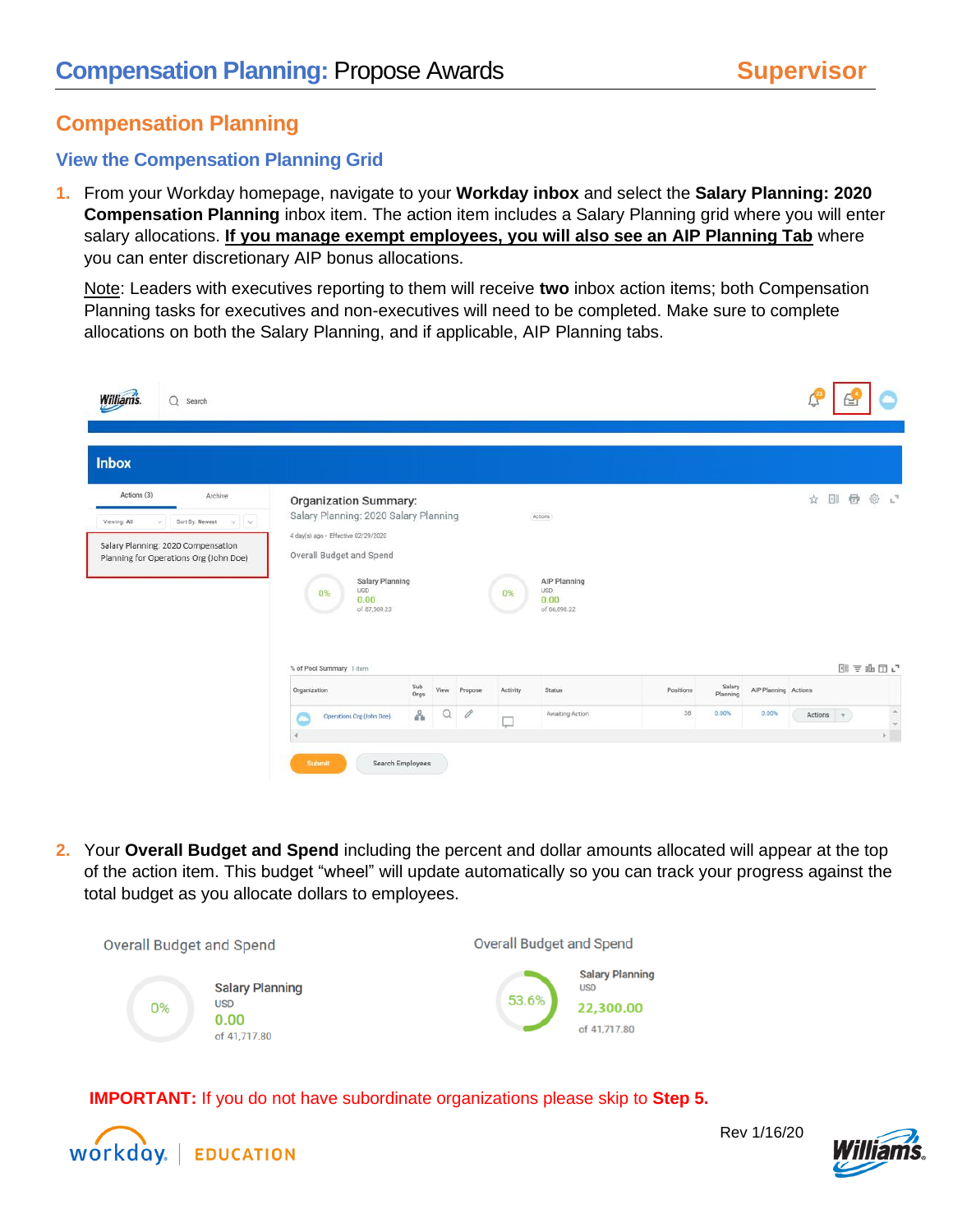# Compensation Planning: Propose Awards — Supervisor

## Compensation Planning

### View the Compensation Planning Grid

1. From your Workday homepage, navigate to your **Workday inbox** and select the **Salary Planning: 2020 Compensation Planning** inbox item. The action item includes a Salary Planning grid where you will enter salary allocations. **If you manage exempt employees, you will also see an AIP Planning Tab** where you can enter discretionary AIP bonus allocations.

   Note: Leaders with executives reporting to them will receive **two** inbox action items; both Compensation Planning tasks for executives and non-executives will need to be completed. Make sure to complete allocations on both the Salary Planning, and if applicable, AIP Planning tabs.

2. Your **Overall Budget and Spend** including the percent and dollar amounts allocated will appear at the top of the action item. This budget "wheel" will update automatically so you can track your progress against the total budget as you allocate dollars to employees.

**IMPORTANT:** If you do not have subordinate organizations please skip to **Step 5.**

Rev 1/16/20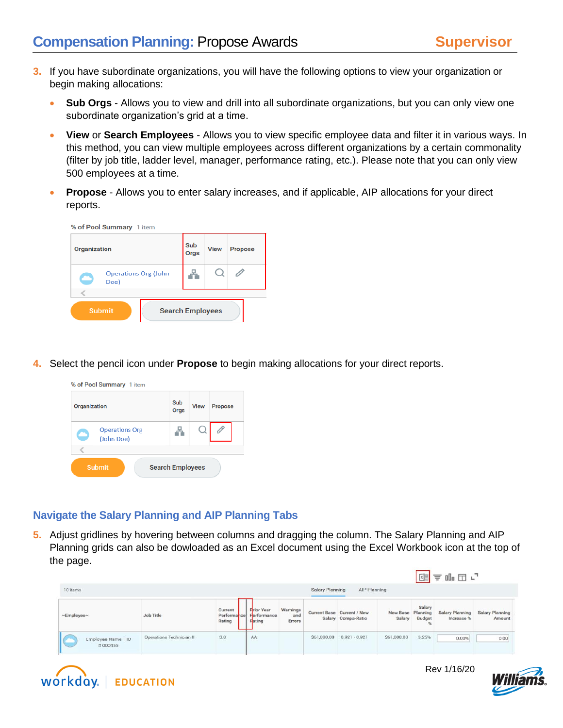3. If you have subordinate organizations, you will have the following options to view your organization or begin making allocations:

   - **Sub Orgs** - Allows you to view and drill into all subordinate organizations, but you can only view one subordinate organization's grid at a time.
   - **View** or **Search Employees** - Allows you to view specific employee data and filter it in various ways. In this method, you can view multiple employees across different organizations by a certain commonality (filter by job title, ladder level, manager, performance rating, etc.). Please note that you can only view 500 employees at a time.
   - **Propose** - Allows you to enter salary increases, and if applicable, AIP allocations for your direct reports.

% of Pool Summary 1 item

| Organization | Sub Orgs | View | Propose |
|---|---|---|---|
| Operations Org (John Doe) | | | |

Submit | Search Employees

4. Select the pencil icon under **Propose** to begin making allocations for your direct reports.

% of Pool Summary 1 item

| Organization | Sub Orgs | View | Propose |
|---|---|---|---|
| Operations Org (John Doe) | | | |

Submit | Search Employees

## Navigate the Salary Planning and AIP Planning Tabs

5. Adjust gridlines by hovering between columns and dragging the column. The Salary Planning and AIP Planning grids can also be dowloaded as an Excel document using the Excel Workbook icon at the top of the page.

10 items — Salary Planning | AIP Planning

| Employee | Job Title | Current Performance Rating | Prior Year Performance Rating | Warnings and Errors | Current Base Salary | Current / New Compa-Ratio | New Base Salary | Salary Planning Budget % | Salary Planning Increase % | Salary Planning Amount |
|---|---|---|---|---|---|---|---|---|---|---|
| Employee Name \| ID # 000455 | Operations Technician II | 3.8 | AA | | $51,000.00 | 0.921 - 0.921 | $51,000.00 | 3.25% | 0.00% | 0.00 |

Rev 1/16/20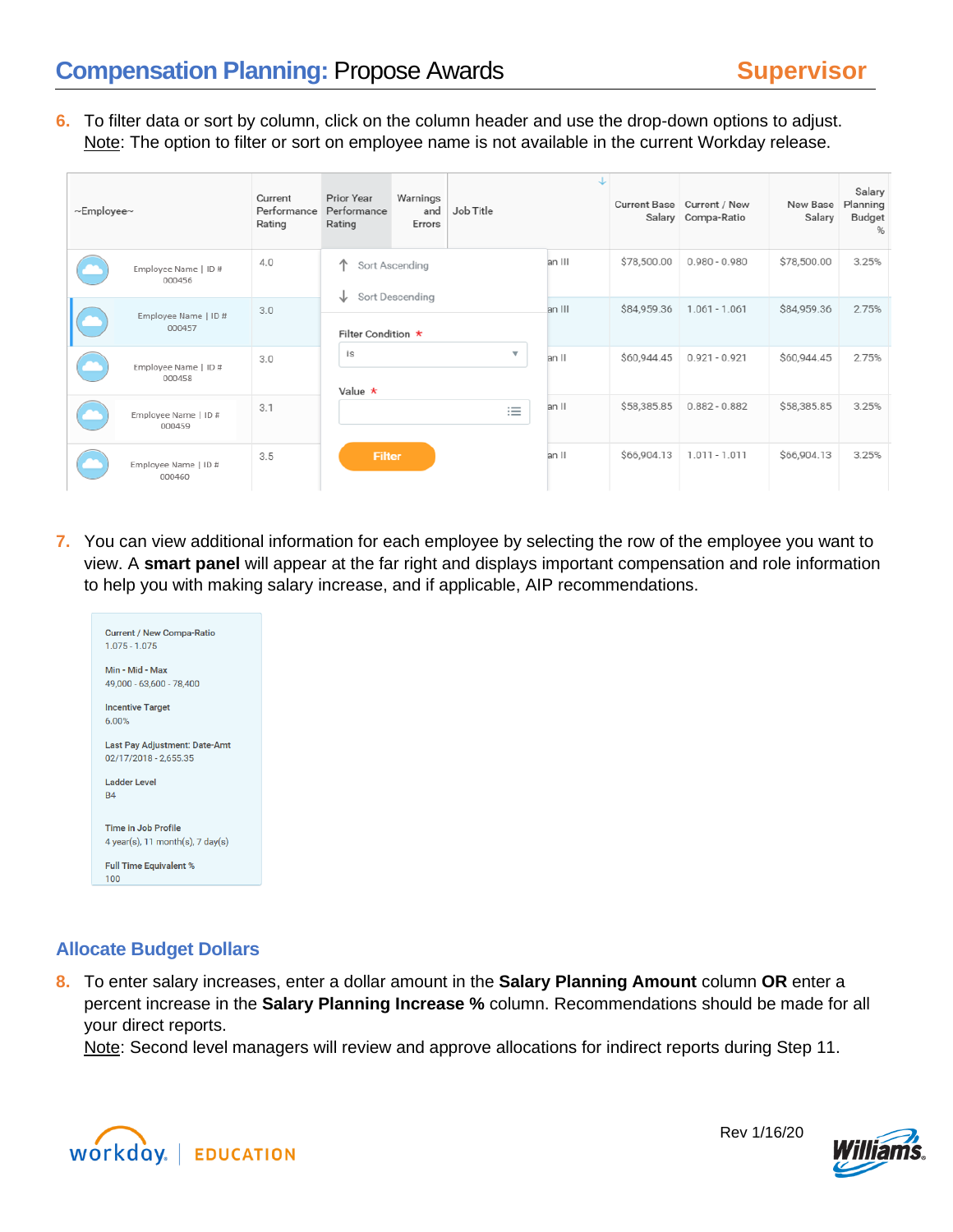6. To filter data or sort by column, click on the column header and use the drop-down options to adjust. Note: The option to filter or sort on employee name is not available in the current Workday release.

| ~Employee~ | Current Performance Rating | Prior Year Performance Rating | Warnings and Errors | Job Title | Current Base Salary | Current / New Compa-Ratio | New Base Salary | Salary Planning Budget % |
|---|---|---|---|---|---|---|---|---|
| Employee Name \| ID # 000456 | 4.0 | | | an III | $78,500.00 | 0.980 - 0.980 | $78,500.00 | 3.25% |
| Employee Name \| ID # 000457 | 3.0 | | | an III | $84,959.36 | 1.061 - 1.061 | $84,959.36 | 2.75% |
| Employee Name \| ID # 000458 | 3.0 | | | an II | $60,944.45 | 0.921 - 0.921 | $60,944.45 | 2.75% |
| Employee Name \| ID # 000459 | 3.1 | | | an II | $58,385.85 | 0.882 - 0.882 | $58,385.85 | 3.25% |
| Employee Name \| ID # 000460 | 3.5 | | | an II | $66,904.13 | 1.011 - 1.011 | $66,904.13 | 3.25% |

Sort Ascending
Sort Descending
Filter Condition *
is
Value *
Filter

7. You can view additional information for each employee by selecting the row of the employee you want to view. A **smart panel** will appear at the far right and displays important compensation and role information to help you with making salary increase, and if applicable, AIP recommendations.

Current / New Compa-Ratio
1.075 - 1.075

Min - Mid - Max
49,000 - 63,600 - 78,400

Incentive Target
6.00%

Last Pay Adjustment: Date-Amt
02/17/2018 - 2,655.35

Ladder Level
B4

Time in Job Profile
4 year(s), 11 month(s), 7 day(s)

Full Time Equivalent %
100

## Allocate Budget Dollars

8. To enter salary increases, enter a dollar amount in the **Salary Planning Amount** column **OR** enter a percent increase in the **Salary Planning Increase %** column. Recommendations should be made for all your direct reports.
   Note: Second level managers will review and approve allocations for indirect reports during Step 11.

Rev 1/16/20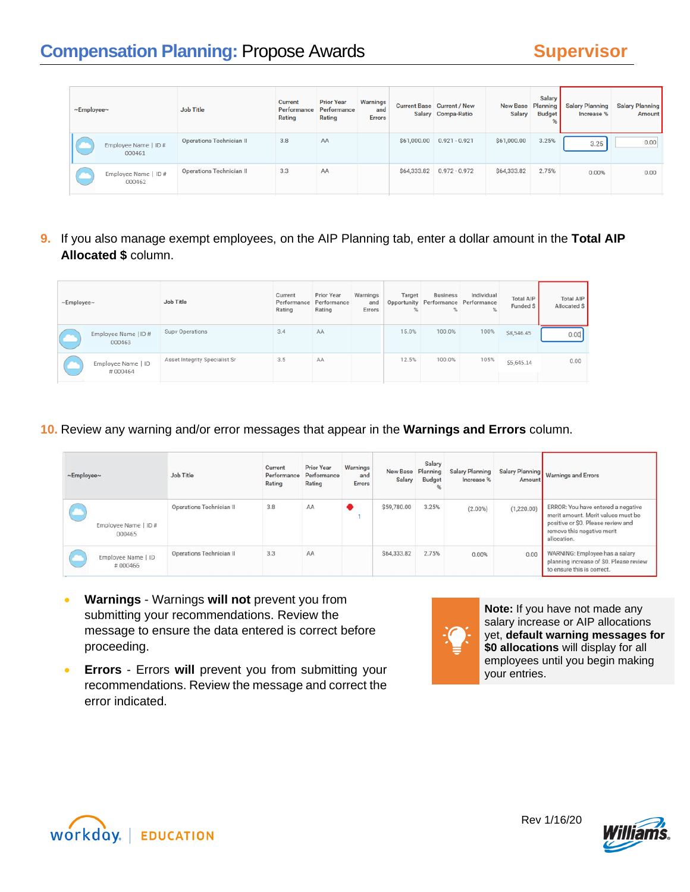# Compensation Planning: Propose Awards

**Supervisor**

| ~Employee~ | Job Title | Current Performance Rating | Prior Year Performance Rating | Warnings and Errors | Current Base Salary | Current / New Compa-Ratio | New Base Salary | Salary Planning Budget % | Salary Planning Increase % | Salary Planning Amount |
|---|---|---|---|---|---|---|---|---|---|---|
| Employee Name \| ID # 000461 | Operations Technician II | 3.8 | AA | | $61,000.00 | 0.921 - 0.921 | $61,000.00 | 3.25% | 3.25 | 0.00 |
| Employee Name \| ID # 000462 | Operations Technician II | 3.3 | AA | | $64,333.82 | 0.972 - 0.972 | $64,333.82 | 2.75% | 0.00% | 0.00 |

**9.** If you also manage exempt employees, on the AIP Planning tab, enter a dollar amount in the **Total AIP Allocated $** column.

| ~Employee~ | Job Title | Current Performance Rating | Prior Year Performance Rating | Warnings and Errors | Target Opportunity % | Business Performance % | Individual Performance % | Total AIP Funded $ | Total AIP Allocated $ |
|---|---|---|---|---|---|---|---|---|---|
| Employee Name \|ID # 000463 | Supv Operations | 3.4 | AA | | 15.0% | 100.0% | 100% | $8,546.45 | 0.00 |
| Employee Name \| ID # 000464 | Asset Integrity Specialist Sr | 3.5 | AA | | 12.5% | 100.0% | 105% | $5,645.14 | 0.00 |

**10.** Review any warning and/or error messages that appear in the **Warnings and Errors** column.

| ~Employee~ | Job Title | Current Performance Rating | Prior Year Performance Rating | Warnings and Errors | New Base Salary | Salary Planning Budget % | Salary Planning Increase % | Salary Planning Amount | Warnings and Errors |
|---|---|---|---|---|---|---|---|---|---|
| Employee Name \| ID # 000465 | Operations Technician II | 3.8 | AA | 1 | $59,780.00 | 3.25% | (2.00%) | (1,220.00) | ERROR: You have entered a negative merit amount. Merit values must be positive or $0. Please review and remove this negative merit allocation. |
| Employee Name \| ID # 000466 | Operations Technician II | 3.3 | AA | | $64,333.82 | 2.75% | 0.00% | 0.00 | WARNING: Employee has a salary planning increase of $0. Please review to ensure this is correct. |

- **Warnings** - Warnings **will not** prevent you from submitting your recommendations. Review the message to ensure the data entered is correct before proceeding.
- **Errors** - Errors **will** prevent you from submitting your recommendations. Review the message and correct the error indicated.

**Note:** If you have not made any salary increase or AIP allocations yet, **default warning messages for $0 allocations** will display for all employees until you begin making your entries.

Rev 1/16/20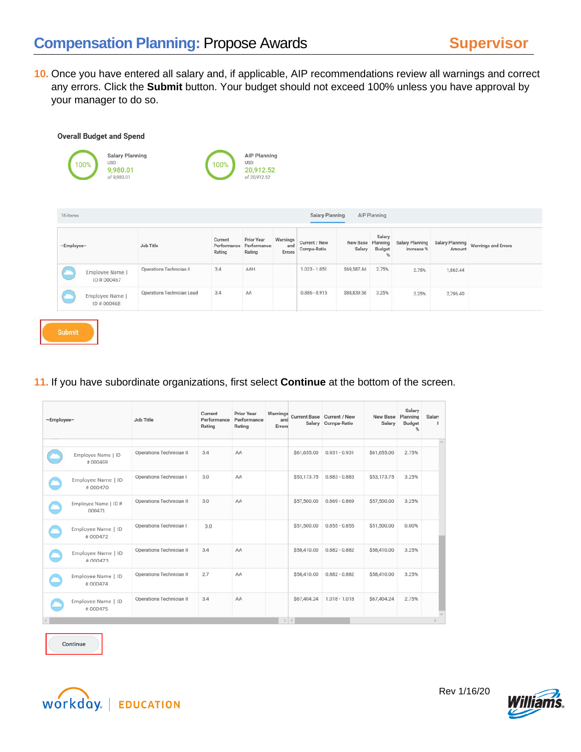# Compensation Planning: Propose Awards

**Supervisor**

10. Once you have entered all salary and, if applicable, AIP recommendations review all warnings and correct any errors. Click the **Submit** button. Your budget should not exceed 100% unless you have approval by your manager to do so.

**Overall Budget and Spend**

100% Salary Planning USD 9,980.01 of 9,980.01

100% AIP Planning USD 20,912.52 of 20,912.52

16 items — Salary Planning | AIP Planning

| ~Employee~ | Job Title | Current Performance Rating | Prior Year Performance Rating | Warnings and Errors | Current / New Compa-Ratio | New Base Salary | Salary Planning Budget % | Salary Planning Increase % | Salary Planning Amount | Warnings and Errors |
|---|---|---|---|---|---|---|---|---|---|---|
| Employee Name \| ID # 000467 | Operations Technician II | 3.4 | AAH | | 1.023 - 1.051 | $69,587.44 | 2.75% | 2.75% | 1,862.44 | |
| Employee Name \| ID # 000468 | Operations Technician Lead | 3.4 | AA | | 0.886 - 0.915 | $88,839.58 | 3.25% | 3.25% | 2,796.40 | |

Submit

11. If you have subordinate organizations, first select **Continue** at the bottom of the screen.

| ~Employee~ | Job Title | Current Performance Rating | Prior Year Performance Rating | Warnings and Errors | Current Base Salary | Current / New Compa-Ratio | New Base Salary | Salary Planning Budget % | Salary |
|---|---|---|---|---|---|---|---|---|---|
| Employee Name \| ID # 000469 | Operations Technician II | 3.4 | AA | | $61,655.00 | 0.931 - 0.931 | $61,655.00 | 2.75% | |
| Employee Name \| ID # 000470 | Operations Technician I | 3.0 | AA | | $53,173.75 | 0.883 - 0.883 | $53,173.75 | 3.25% | |
| Employee Name \| ID # 000471 | Operations Technician II | 3.0 | AA | | $57,500.00 | 0.869 - 0.869 | $57,500.00 | 3.25% | |
| Employee Name \| ID # 000472 | Operations Technician I | 3.0 | | | $51,500.00 | 0.855 - 0.855 | $51,500.00 | 0.00% | |
| Employee Name \| ID # 000473 | Operations Technician II | 3.4 | AA | | $58,410.00 | 0.882 - 0.882 | $58,410.00 | 3.25% | |
| Employee Name \| ID # 000474 | Operations Technician II | 2.7 | AA | | $58,410.00 | 0.882 - 0.882 | $58,410.00 | 3.25% | |
| Employee Name \| ID # 000475 | Operations Technician II | 3.4 | AA | | $67,404.24 | 1.018 - 1.018 | $67,404.24 | 2.75% | |

Continue

Rev 1/16/20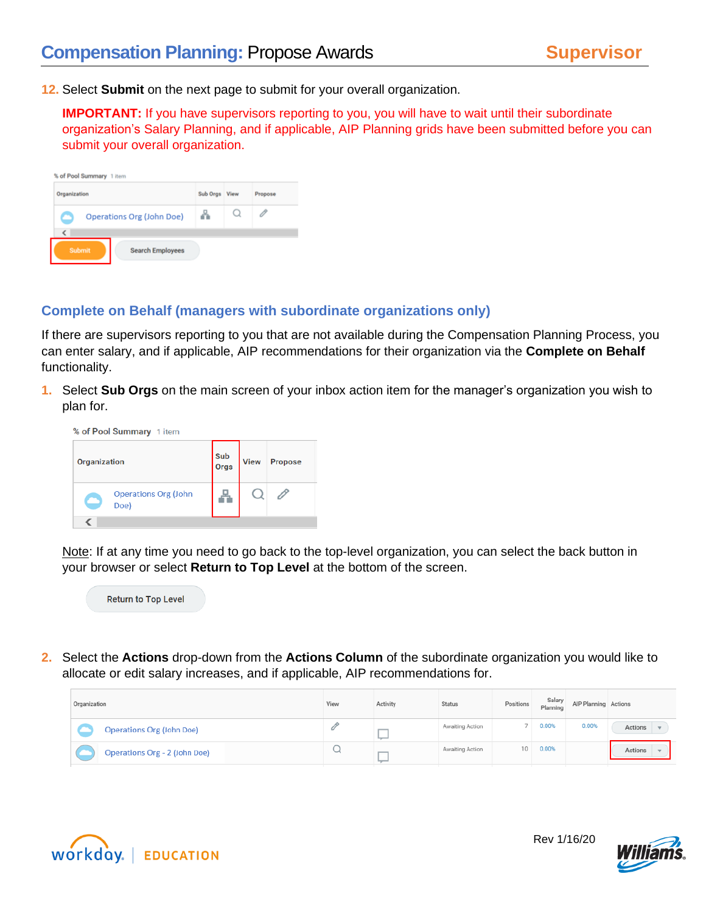12. Select **Submit** on the next page to submit for your overall organization.

**IMPORTANT:** If you have supervisors reporting to you, you will have to wait until their subordinate organization's Salary Planning, and if applicable, AIP Planning grids have been submitted before you can submit your overall organization.

## Complete on Behalf (managers with subordinate organizations only)

If there are supervisors reporting to you that are not available during the Compensation Planning Process, you can enter salary, and if applicable, AIP recommendations for their organization via the **Complete on Behalf** functionality.

1. Select **Sub Orgs** on the main screen of your inbox action item for the manager's organization you wish to plan for.

   Note: If at any time you need to go back to the top-level organization, you can select the back button in your browser or select **Return to Top Level** at the bottom of the screen.

2. Select the **Actions** drop-down from the **Actions Column** of the subordinate organization you would like to allocate or edit salary increases, and if applicable, AIP recommendations for.

Rev 1/16/20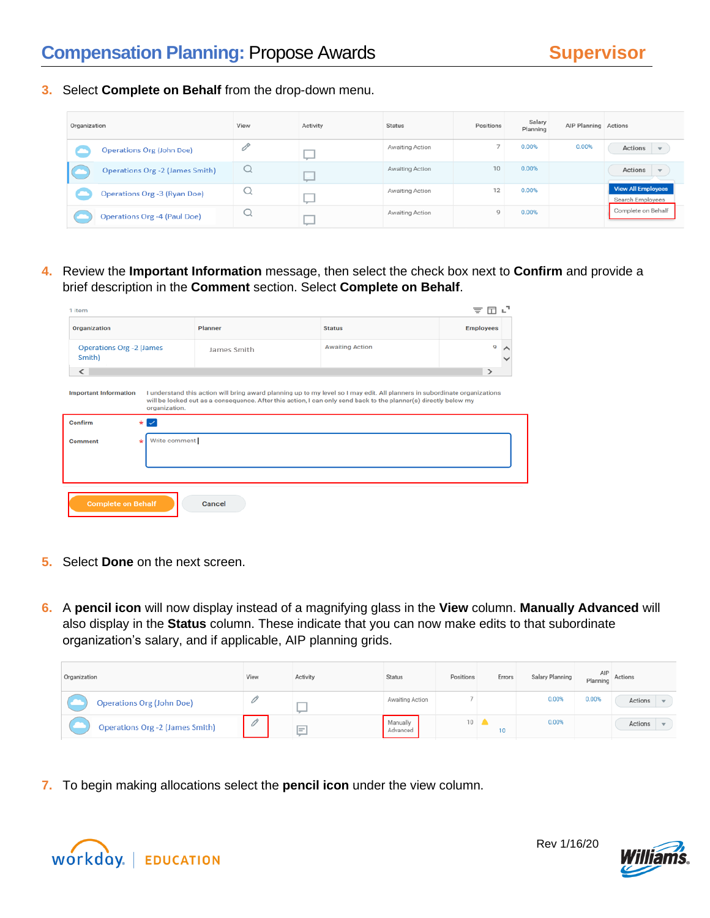# Compensation Planning: Propose Awards — Supervisor

3. Select **Complete on Behalf** from the drop-down menu.

| Organization | View | Activity | Status | Positions | Salary Planning | AIP Planning | Actions |
|---|---|---|---|---|---|---|---|
| Operations Org (John Doe) | | | Awaiting Action | 7 | 0.00% | 0.00% | Actions |
| Operations Org -2 (James Smith) | | | Awaiting Action | 10 | 0.00% | | Actions |
| Operations Org -3 (Ryan Doe) | | | Awaiting Action | 12 | 0.00% | | View All Employees<br>Search Employees |
| Operations Org -4 (Paul Doe) | | | Awaiting Action | 9 | 0.00% | | Complete on Behalf |

4. Review the **Important Information** message, then select the check box next to **Confirm** and provide a brief description in the **Comment** section. Select **Complete on Behalf**.

1 item

| Organization | Planner | Status | Employees |
|---|---|---|---|
| Operations Org -2 (James Smith) | James Smith | Awaiting Action | 9 |

Important Information: I understand this action will bring award planning up to my level so I may edit. All planners in subordinate organizations will be locked out as a consequence. After this action, I can only send back to the planner(s) directly below my organization.

Confirm *

Comment * Write comment

Complete on Behalf | Cancel

5. Select **Done** on the next screen.

6. A **pencil icon** will now display instead of a magnifying glass in the **View** column. **Manually Advanced** will also display in the **Status** column. These indicate that you can now make edits to that subordinate organization's salary, and if applicable, AIP planning grids.

| Organization | View | Activity | Status | Positions | Errors | Salary Planning | AIP Planning | Actions |
|---|---|---|---|---|---|---|---|---|
| Operations Org (John Doe) | | | Awaiting Action | 7 | | 0.00% | 0.00% | Actions |
| Operations Org -2 (James Smith) | | | Manually Advanced | 10 | 10 | 0.00% | | Actions |

7. To begin making allocations select the **pencil icon** under the view column.

Rev 1/16/20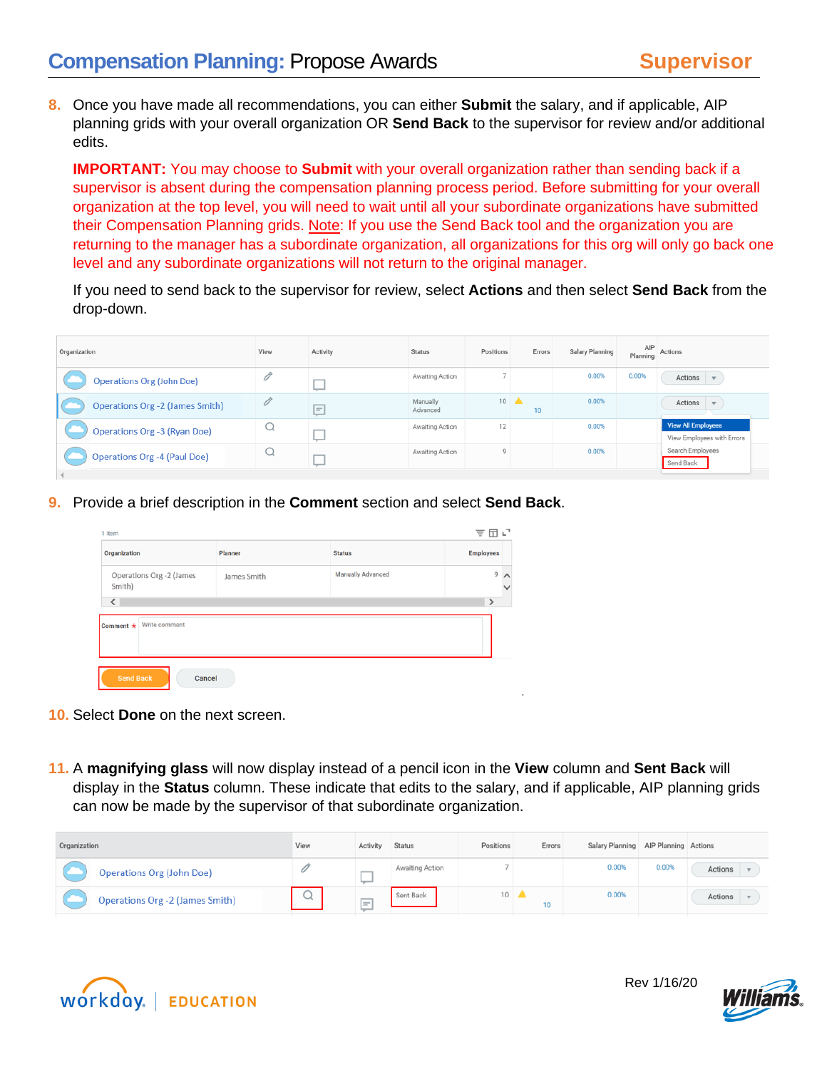## Compensation Planning: Propose Awards — Supervisor

8. Once you have made all recommendations, you can either **Submit** the salary, and if applicable, AIP planning grids with your overall organization OR **Send Back** to the supervisor for review and/or additional edits.

   **IMPORTANT:** You may choose to **Submit** with your overall organization rather than sending back if a supervisor is absent during the compensation planning process period. Before submitting for your overall organization at the top level, you will need to wait until all your subordinate organizations have submitted their Compensation Planning grids. Note: If you use the Send Back tool and the organization you are returning to the manager has a subordinate organization, all organizations for this org will only go back one level and any subordinate organizations will not return to the original manager.

   If you need to send back to the supervisor for review, select **Actions** and then select **Send Back** from the drop-down.

| Organization | View | Activity | Status | Positions | Errors | Salary Planning | AIP Planning | Actions |
|---|---|---|---|---|---|---|---|---|
| Operations Org (John Doe) | | | Awaiting Action | 7 | | 0.00% | 0.00% | Actions |
| Operations Org -2 (James Smith) | | | Manually Advanced | 10 | 10 | 0.00% | | Actions |
| Operations Org -3 (Ryan Doe) | | | Awaiting Action | 12 | | 0.00% | | View All Employees / View Employees with Errors / Search Employees / Send Back |
| Operations Org -4 (Paul Doe) | | | Awaiting Action | 9 | | 0.00% | | |

9. Provide a brief description in the **Comment** section and select **Send Back**.

1 item

| Organization | Planner | Status | Employees |
|---|---|---|---|
| Operations Org -2 (James Smith) | James Smith | Manually Advanced | 9 |

Comment * Write comment

Send Back | Cancel

10. Select **Done** on the next screen.

11. A **magnifying glass** will now display instead of a pencil icon in the **View** column and **Sent Back** will display in the **Status** column. These indicate that edits to the salary, and if applicable, AIP planning grids can now be made by the supervisor of that subordinate organization.

| Organization | View | Activity | Status | Positions | Errors | Salary Planning | AIP Planning | Actions |
|---|---|---|---|---|---|---|---|---|
| Operations Org (John Doe) | | | Awaiting Action | 7 | | 0.00% | 0.00% | Actions |
| Operations Org -2 (James Smith) | | | Sent Back | 10 | 10 | 0.00% | | Actions |

Rev 1/16/20